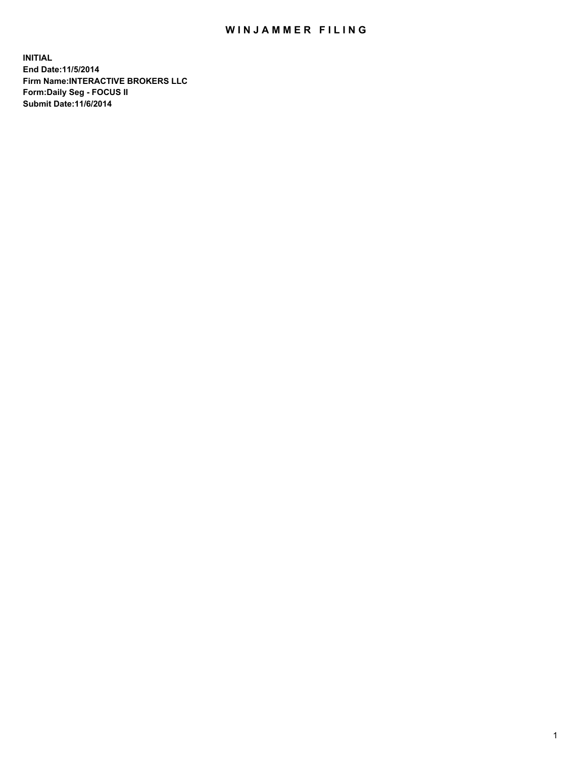# WINJAMMER FILING

**INITIAL**
**End Date:11/5/2014**
**Firm Name:INTERACTIVE BROKERS LLC**
**Form:Daily Seg - FOCUS II**
**Submit Date:11/6/2014**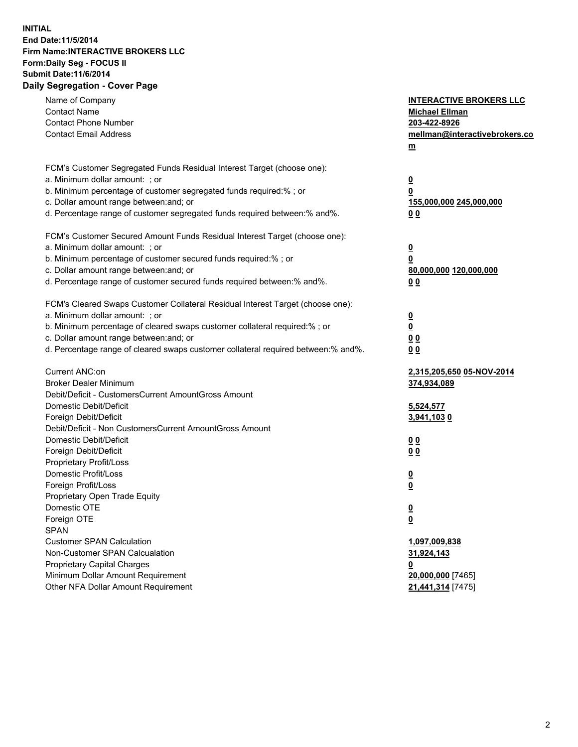**INITIAL**
**End Date:11/5/2014**
**Firm Name:INTERACTIVE BROKERS LLC**
**Form:Daily Seg - FOCUS II**
**Submit Date:11/6/2014**
**Daily Segregation - Cover Page**

| | |
|---|---|
| Name of Company | **INTERACTIVE BROKERS LLC** |
| Contact Name | **Michael Ellman** |
| Contact Phone Number | **203-422-8926** |
| Contact Email Address | **mellman@interactivebrokers.com** |
| | |
| FCM's Customer Segregated Funds Residual Interest Target (choose one): | |
| a. Minimum dollar amount: ; or | **0** |
| b. Minimum percentage of customer segregated funds required:% ; or | **0** |
| c. Dollar amount range between:and; or | **155,000,000 245,000,000** |
| d. Percentage range of customer segregated funds required between:% and%. | **0 0** |
| | |
| FCM's Customer Secured Amount Funds Residual Interest Target (choose one): | |
| a. Minimum dollar amount: ; or | **0** |
| b. Minimum percentage of customer secured funds required:% ; or | **0** |
| c. Dollar amount range between:and; or | **80,000,000 120,000,000** |
| d. Percentage range of customer secured funds required between:% and%. | **0 0** |
| | |
| FCM's Cleared Swaps Customer Collateral Residual Interest Target (choose one): | |
| a. Minimum dollar amount: ; or | **0** |
| b. Minimum percentage of cleared swaps customer collateral required:% ; or | **0** |
| c. Dollar amount range between:and; or | **0 0** |
| d. Percentage range of cleared swaps customer collateral required between:% and%. | **0 0** |
| | |
| Current ANC:on | **2,315,205,650 05-NOV-2014** |
| Broker Dealer Minimum | **374,934,089** |
| Debit/Deficit - CustomersCurrent AmountGross Amount | |
| Domestic Debit/Deficit | **5,524,577** |
| Foreign Debit/Deficit | **3,941,103 0** |
| Debit/Deficit - Non CustomersCurrent AmountGross Amount | |
| Domestic Debit/Deficit | **0 0** |
| Foreign Debit/Deficit | **0 0** |
| Proprietary Profit/Loss | |
| Domestic Profit/Loss | **0** |
| Foreign Profit/Loss | **0** |
| Proprietary Open Trade Equity | |
| Domestic OTE | **0** |
| Foreign OTE | **0** |
| SPAN | |
| Customer SPAN Calculation | **1,097,009,838** |
| Non-Customer SPAN Calcualation | **31,924,143** |
| Proprietary Capital Charges | **0** |
| Minimum Dollar Amount Requirement | **20,000,000** [7465] |
| Other NFA Dollar Amount Requirement | **21,441,314** [7475] |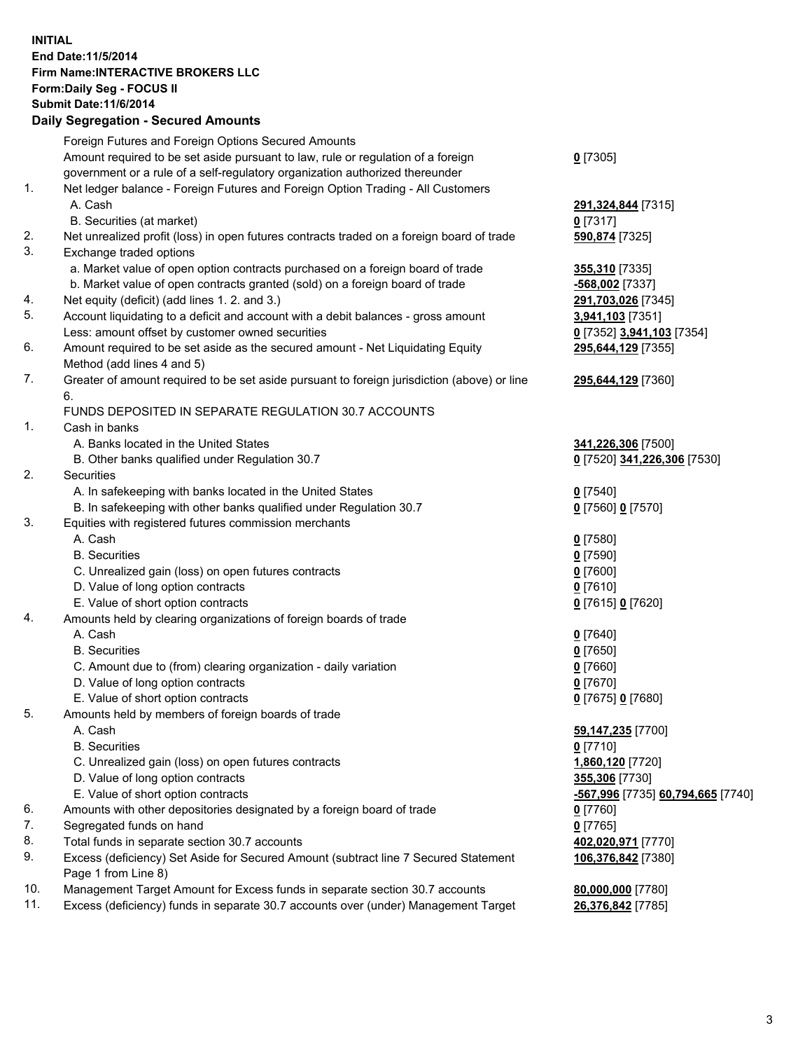**INITIAL**
**End Date:11/5/2014**
**Firm Name:INTERACTIVE BROKERS LLC**
**Form:Daily Seg - FOCUS II**
**Submit Date:11/6/2014**
**Daily Segregation - Secured Amounts**

| | | |
|---|---|---|
| | Foreign Futures and Foreign Options Secured Amounts | |
| | Amount required to be set aside pursuant to law, rule or regulation of a foreign government or a rule of a self-regulatory organization authorized thereunder | **0** [7305] |
| 1. | Net ledger balance - Foreign Futures and Foreign Option Trading - All Customers | |
| | A. Cash | **291,324,844** [7315] |
| | B. Securities (at market) | **0** [7317] |
| 2. | Net unrealized profit (loss) in open futures contracts traded on a foreign board of trade | **590,874** [7325] |
| 3. | Exchange traded options | |
| | a. Market value of open option contracts purchased on a foreign board of trade | **355,310** [7335] |
| | b. Market value of open contracts granted (sold) on a foreign board of trade | **-568,002** [7337] |
| 4. | Net equity (deficit) (add lines 1. 2. and 3.) | **291,703,026** [7345] |
| 5. | Account liquidating to a deficit and account with a debit balances - gross amount | **3,941,103** [7351] |
| | Less: amount offset by customer owned securities | **0** [7352] **3,941,103** [7354] |
| 6. | Amount required to be set aside as the secured amount - Net Liquidating Equity Method (add lines 4 and 5) | **295,644,129** [7355] |
| 7. | Greater of amount required to be set aside pursuant to foreign jurisdiction (above) or line 6. | **295,644,129** [7360] |
| | FUNDS DEPOSITED IN SEPARATE REGULATION 30.7 ACCOUNTS | |
| 1. | Cash in banks | |
| | A. Banks located in the United States | **341,226,306** [7500] |
| | B. Other banks qualified under Regulation 30.7 | **0** [7520] **341,226,306** [7530] |
| 2. | Securities | |
| | A. In safekeeping with banks located in the United States | **0** [7540] |
| | B. In safekeeping with other banks qualified under Regulation 30.7 | **0** [7560] **0** [7570] |
| 3. | Equities with registered futures commission merchants | |
| | A. Cash | **0** [7580] |
| | B. Securities | **0** [7590] |
| | C. Unrealized gain (loss) on open futures contracts | **0** [7600] |
| | D. Value of long option contracts | **0** [7610] |
| | E. Value of short option contracts | **0** [7615] **0** [7620] |
| 4. | Amounts held by clearing organizations of foreign boards of trade | |
| | A. Cash | **0** [7640] |
| | B. Securities | **0** [7650] |
| | C. Amount due to (from) clearing organization - daily variation | **0** [7660] |
| | D. Value of long option contracts | **0** [7670] |
| | E. Value of short option contracts | **0** [7675] **0** [7680] |
| 5. | Amounts held by members of foreign boards of trade | |
| | A. Cash | **59,147,235** [7700] |
| | B. Securities | **0** [7710] |
| | C. Unrealized gain (loss) on open futures contracts | **1,860,120** [7720] |
| | D. Value of long option contracts | **355,306** [7730] |
| | E. Value of short option contracts | **-567,996** [7735] **60,794,665** [7740] |
| 6. | Amounts with other depositories designated by a foreign board of trade | **0** [7760] |
| 7. | Segregated funds on hand | **0** [7765] |
| 8. | Total funds in separate section 30.7 accounts | **402,020,971** [7770] |
| 9. | Excess (deficiency) Set Aside for Secured Amount (subtract line 7 Secured Statement Page 1 from Line 8) | **106,376,842** [7380] |
| 10. | Management Target Amount for Excess funds in separate section 30.7 accounts | **80,000,000** [7780] |
| 11. | Excess (deficiency) funds in separate 30.7 accounts over (under) Management Target | **26,376,842** [7785] |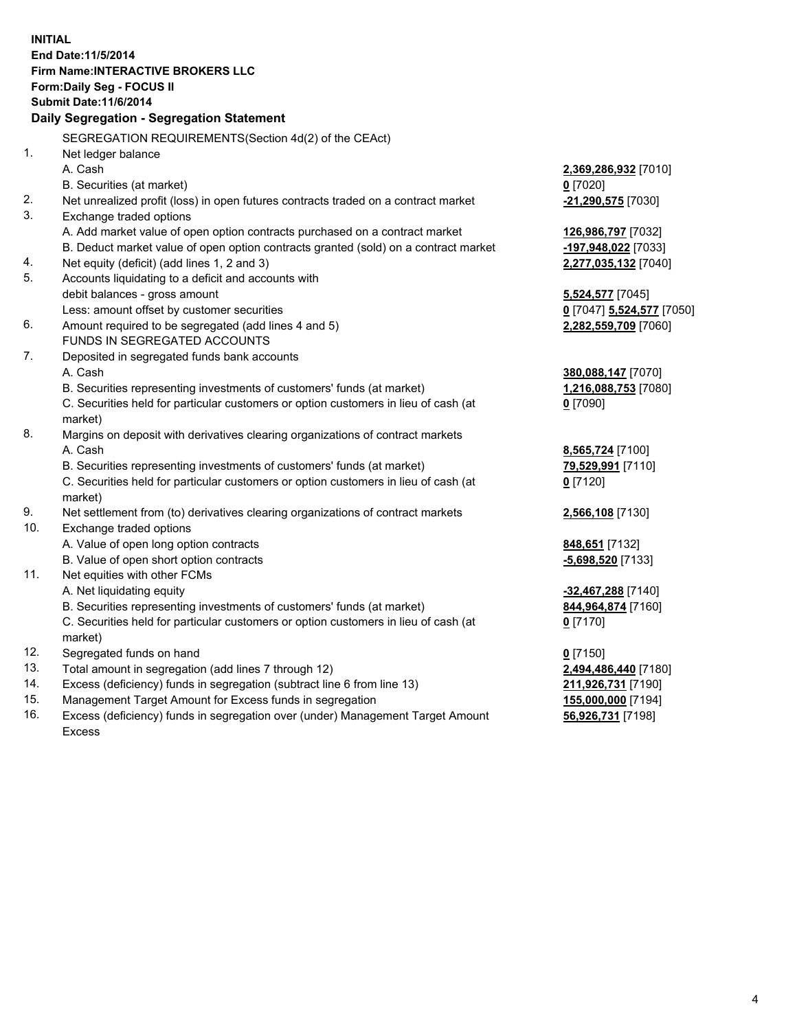**INITIAL**
**End Date:11/5/2014**
**Firm Name:INTERACTIVE BROKERS LLC**
**Form:Daily Seg - FOCUS II**
**Submit Date:11/6/2014**

### Daily Segregation - Segregation Statement

| | | |
|---|---|---|
| | SEGREGATION REQUIREMENTS(Section 4d(2) of the CEAct) | |
| 1. | Net ledger balance | |
| | A. Cash | **2,369,286,932** [7010] |
| | B. Securities (at market) | **0** [7020] |
| 2. | Net unrealized profit (loss) in open futures contracts traded on a contract market | **-21,290,575** [7030] |
| 3. | Exchange traded options | |
| | A. Add market value of open option contracts purchased on a contract market | **126,986,797** [7032] |
| | B. Deduct market value of open option contracts granted (sold) on a contract market | **-197,948,022** [7033] |
| 4. | Net equity (deficit) (add lines 1, 2 and 3) | **2,277,035,132** [7040] |
| 5. | Accounts liquidating to a deficit and accounts with | |
| | debit balances - gross amount | **5,524,577** [7045] |
| | Less: amount offset by customer securities | **0** [7047] **5,524,577** [7050] |
| 6. | Amount required to be segregated (add lines 4 and 5) | **2,282,559,709** [7060] |
| | FUNDS IN SEGREGATED ACCOUNTS | |
| 7. | Deposited in segregated funds bank accounts | |
| | A. Cash | **380,088,147** [7070] |
| | B. Securities representing investments of customers' funds (at market) | **1,216,088,753** [7080] |
| | C. Securities held for particular customers or option customers in lieu of cash (at market) | **0** [7090] |
| 8. | Margins on deposit with derivatives clearing organizations of contract markets | |
| | A. Cash | **8,565,724** [7100] |
| | B. Securities representing investments of customers' funds (at market) | **79,529,991** [7110] |
| | C. Securities held for particular customers or option customers in lieu of cash (at market) | **0** [7120] |
| 9. | Net settlement from (to) derivatives clearing organizations of contract markets | **2,566,108** [7130] |
| 10. | Exchange traded options | |
| | A. Value of open long option contracts | **848,651** [7132] |
| | B. Value of open short option contracts | **-5,698,520** [7133] |
| 11. | Net equities with other FCMs | |
| | A. Net liquidating equity | **-32,467,288** [7140] |
| | B. Securities representing investments of customers' funds (at market) | **844,964,874** [7160] |
| | C. Securities held for particular customers or option customers in lieu of cash (at market) | **0** [7170] |
| 12. | Segregated funds on hand | **0** [7150] |
| 13. | Total amount in segregation (add lines 7 through 12) | **2,494,486,440** [7180] |
| 14. | Excess (deficiency) funds in segregation (subtract line 6 from line 13) | **211,926,731** [7190] |
| 15. | Management Target Amount for Excess funds in segregation | **155,000,000** [7194] |
| 16. | Excess (deficiency) funds in segregation over (under) Management Target Amount Excess | **56,926,731** [7198] |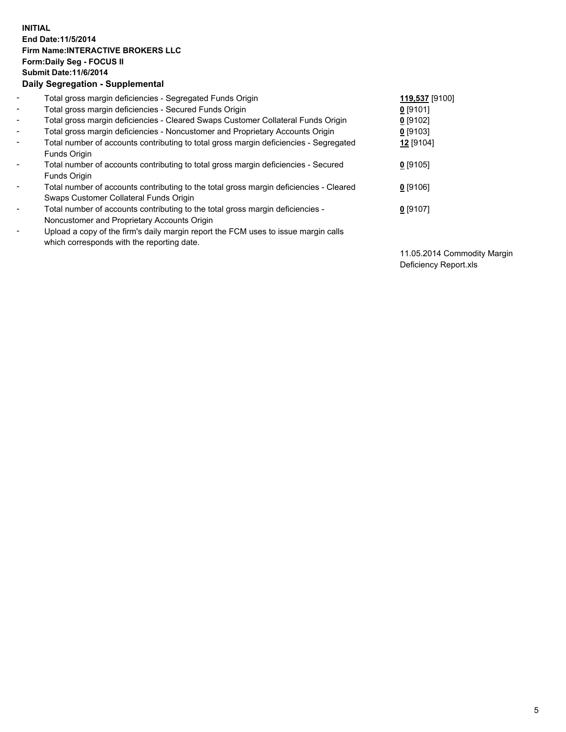**INITIAL**
**End Date:11/5/2014**
**Firm Name:INTERACTIVE BROKERS LLC**
**Form:Daily Seg - FOCUS II**
**Submit Date:11/6/2014**

**Daily Segregation - Supplemental**

| | | |
|---|---|---|
| - | Total gross margin deficiencies - Segregated Funds Origin | **119,537** [9100] |
| - | Total gross margin deficiencies - Secured Funds Origin | **0** [9101] |
| - | Total gross margin deficiencies - Cleared Swaps Customer Collateral Funds Origin | **0** [9102] |
| - | Total gross margin deficiencies - Noncustomer and Proprietary Accounts Origin | **0** [9103] |
| - | Total number of accounts contributing to total gross margin deficiencies - Segregated Funds Origin | **12** [9104] |
| - | Total number of accounts contributing to total gross margin deficiencies - Secured Funds Origin | **0** [9105] |
| - | Total number of accounts contributing to the total gross margin deficiencies - Cleared Swaps Customer Collateral Funds Origin | **0** [9106] |
| - | Total number of accounts contributing to the total gross margin deficiencies - Noncustomer and Proprietary Accounts Origin | **0** [9107] |
| - | Upload a copy of the firm's daily margin report the FCM uses to issue margin calls which corresponds with the reporting date. | 11.05.2014 Commodity Margin Deficiency Report.xls |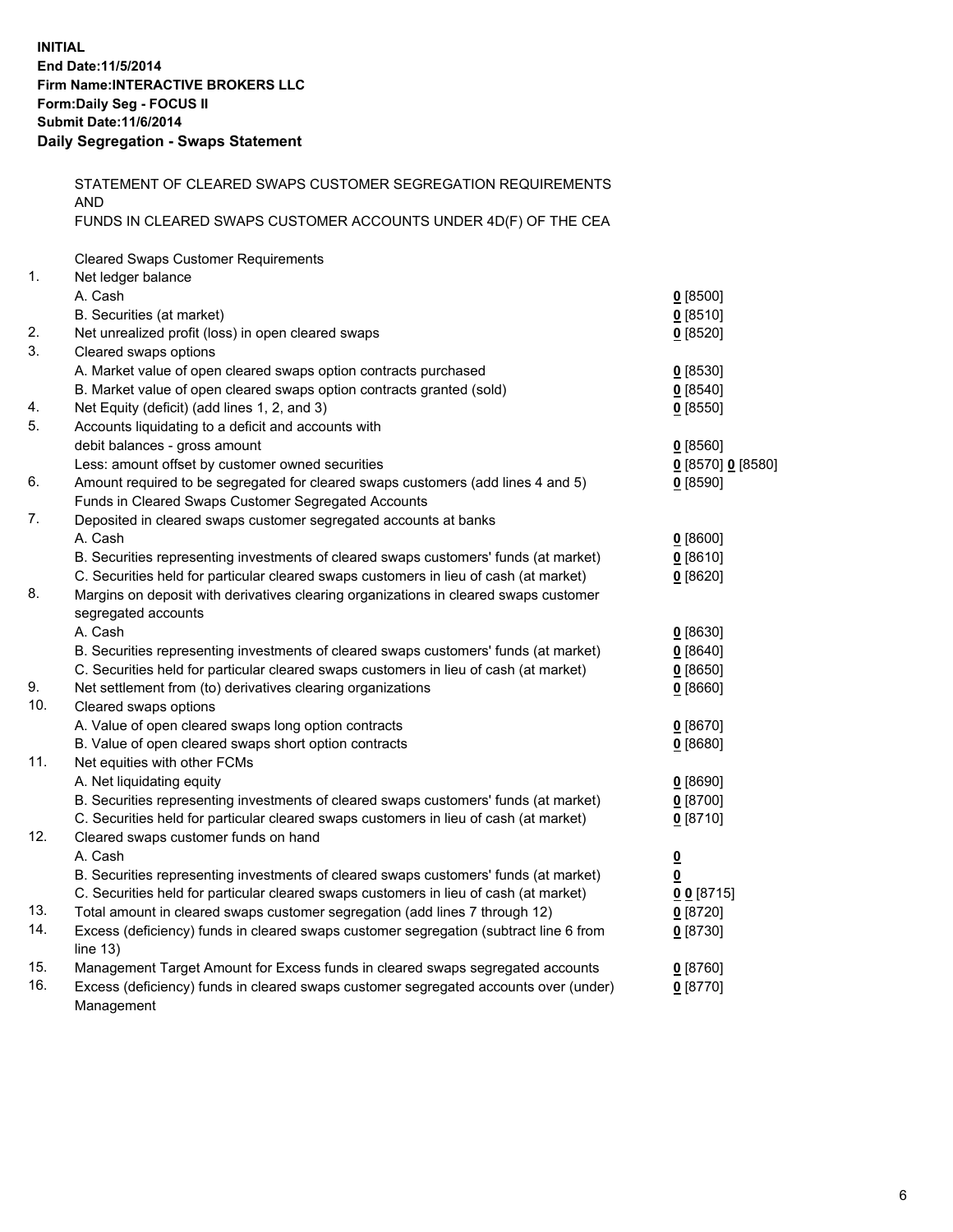**INITIAL**
**End Date:11/5/2014**
**Firm Name:INTERACTIVE BROKERS LLC**
**Form:Daily Seg - FOCUS II**
**Submit Date:11/6/2014**
**Daily Segregation - Swaps Statement**

STATEMENT OF CLEARED SWAPS CUSTOMER SEGREGATION REQUIREMENTS AND FUNDS IN CLEARED SWAPS CUSTOMER ACCOUNTS UNDER 4D(F) OF THE CEA

| | | |
|---|---|---|
| | Cleared Swaps Customer Requirements | |
| 1. | Net ledger balance | |
| | A. Cash | 0 [8500] |
| | B. Securities (at market) | 0 [8510] |
| 2. | Net unrealized profit (loss) in open cleared swaps | 0 [8520] |
| 3. | Cleared swaps options | |
| | A. Market value of open cleared swaps option contracts purchased | 0 [8530] |
| | B. Market value of open cleared swaps option contracts granted (sold) | 0 [8540] |
| 4. | Net Equity (deficit) (add lines 1, 2, and 3) | 0 [8550] |
| 5. | Accounts liquidating to a deficit and accounts with debit balances - gross amount | 0 [8560] |
| | Less: amount offset by customer owned securities | 0 [8570] 0 [8580] |
| 6. | Amount required to be segregated for cleared swaps customers (add lines 4 and 5) | 0 [8590] |
| | Funds in Cleared Swaps Customer Segregated Accounts | |
| 7. | Deposited in cleared swaps customer segregated accounts at banks | |
| | A. Cash | 0 [8600] |
| | B. Securities representing investments of cleared swaps customers' funds (at market) | 0 [8610] |
| | C. Securities held for particular cleared swaps customers in lieu of cash (at market) | 0 [8620] |
| 8. | Margins on deposit with derivatives clearing organizations in cleared swaps customer segregated accounts | |
| | A. Cash | 0 [8630] |
| | B. Securities representing investments of cleared swaps customers' funds (at market) | 0 [8640] |
| | C. Securities held for particular cleared swaps customers in lieu of cash (at market) | 0 [8650] |
| 9. | Net settlement from (to) derivatives clearing organizations | 0 [8660] |
| 10. | Cleared swaps options | |
| | A. Value of open cleared swaps long option contracts | 0 [8670] |
| | B. Value of open cleared swaps short option contracts | 0 [8680] |
| 11. | Net equities with other FCMs | |
| | A. Net liquidating equity | 0 [8690] |
| | B. Securities representing investments of cleared swaps customers' funds (at market) | 0 [8700] |
| | C. Securities held for particular cleared swaps customers in lieu of cash (at market) | 0 [8710] |
| 12. | Cleared swaps customer funds on hand | |
| | A. Cash | 0 |
| | B. Securities representing investments of cleared swaps customers' funds (at market) | 0 |
| | C. Securities held for particular cleared swaps customers in lieu of cash (at market) | 0 0 [8715] |
| 13. | Total amount in cleared swaps customer segregation (add lines 7 through 12) | 0 [8720] |
| 14. | Excess (deficiency) funds in cleared swaps customer segregation (subtract line 6 from line 13) | 0 [8730] |
| 15. | Management Target Amount for Excess funds in cleared swaps segregated accounts | 0 [8760] |
| 16. | Excess (deficiency) funds in cleared swaps customer segregated accounts over (under) Management | 0 [8770] |